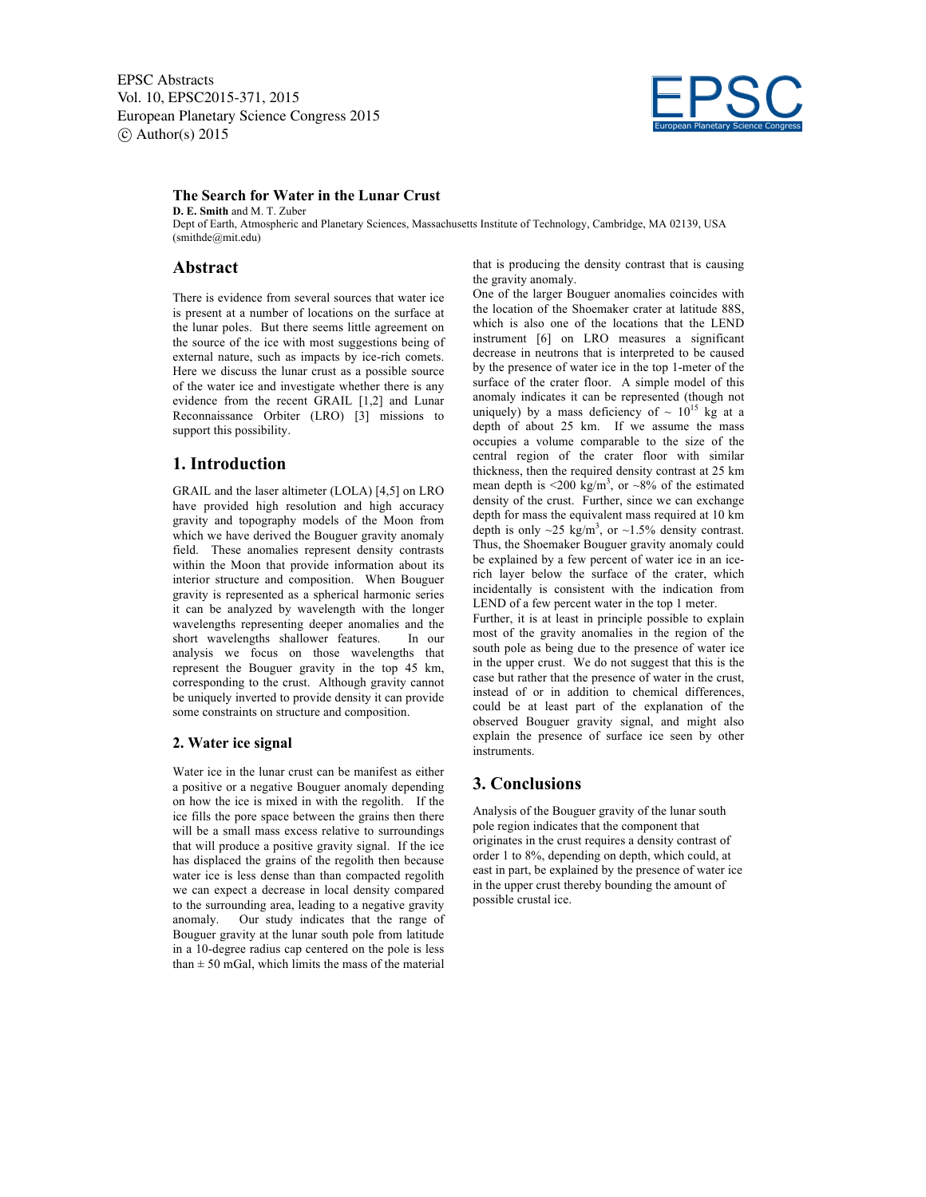# The Search for Water in the Lunar Crust

**D. E. Smith** and M. T. Zuber

Dept of Earth, Atmospheric and Planetary Sciences, Massachusetts Institute of Technology, Cambridge, MA 02139, USA (smithde@mit.edu)

## Abstract

There is evidence from several sources that water ice is present at a number of locations on the surface at the lunar poles. But there seems little agreement on the source of the ice with most suggestions being of external nature, such as impacts by ice-rich comets. Here we discuss the lunar crust as a possible source of the water ice and investigate whether there is any evidence from the recent GRAIL [1,2] and Lunar Reconnaissance Orbiter (LRO) [3] missions to support this possibility.

## 1. Introduction

GRAIL and the laser altimeter (LOLA) [4,5] on LRO have provided high resolution and high accuracy gravity and topography models of the Moon from which we have derived the Bouguer gravity anomaly field. These anomalies represent density contrasts within the Moon that provide information about its interior structure and composition. When Bouguer gravity is represented as a spherical harmonic series it can be analyzed by wavelength with the longer wavelengths representing deeper anomalies and the short wavelengths shallower features. In our analysis we focus on those wavelengths that represent the Bouguer gravity in the top 45 km, corresponding to the crust. Although gravity cannot be uniquely inverted to provide density it can provide some constraints on structure and composition.

### 2. Water ice signal

Water ice in the lunar crust can be manifest as either a positive or a negative Bouguer anomaly depending on how the ice is mixed in with the regolith. If the ice fills the pore space between the grains then there will be a small mass excess relative to surroundings that will produce a positive gravity signal. If the ice has displaced the grains of the regolith then because water ice is less dense than than compacted regolith we can expect a decrease in local density compared to the surrounding area, leading to a negative gravity anomaly. Our study indicates that the range of Bouguer gravity at the lunar south pole from latitude in a 10-degree radius cap centered on the pole is less than ± 50 mGal, which limits the mass of the material that is producing the density contrast that is causing the gravity anomaly.

One of the larger Bouguer anomalies coincides with the location of the Shoemaker crater at latitude 88S, which is also one of the locations that the LEND instrument [6] on LRO measures a significant decrease in neutrons that is interpreted to be caused by the presence of water ice in the top 1-meter of the surface of the crater floor. A simple model of this anomaly indicates it can be represented (though not uniquely) by a mass deficiency of ~ $10^{15}$ kg at a depth of about 25 km. If we assume the mass occupies a volume comparable to the size of the central region of the crater floor with similar thickness, then the required density contrast at 25 km mean depth is <200 kg/m$^3$, or ~8% of the estimated density of the crust. Further, since we can exchange depth for mass the equivalent mass required at 10 km depth is only ~25 kg/m$^3$, or ~1.5% density contrast. Thus, the Shoemaker Bouguer gravity anomaly could be explained by a few percent of water ice in an ice-rich layer below the surface of the crater, which incidentally is consistent with the indication from LEND of a few percent water in the top 1 meter.

Further, it is at least in principle possible to explain most of the gravity anomalies in the region of the south pole as being due to the presence of water ice in the upper crust. We do not suggest that this is the case but rather that the presence of water in the crust, instead of or in addition to chemical differences, could be at least part of the explanation of the observed Bouguer gravity signal, and might also explain the presence of surface ice seen by other instruments.

## 3. Conclusions

Analysis of the Bouguer gravity of the lunar south pole region indicates that the component that originates in the crust requires a density contrast of order 1 to 8%, depending on depth, which could, at east in part, be explained by the presence of water ice in the upper crust thereby bounding the amount of possible crustal ice.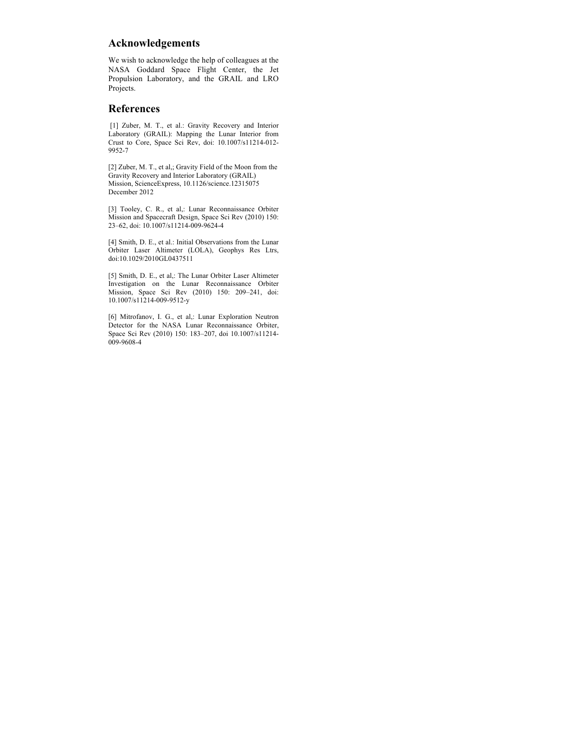## Acknowledgements

We wish to acknowledge the help of colleagues at the NASA Goddard Space Flight Center, the Jet Propulsion Laboratory, and the GRAIL and LRO Projects.

## References

[1] Zuber, M. T., et al.: Gravity Recovery and Interior Laboratory (GRAIL): Mapping the Lunar Interior from Crust to Core, Space Sci Rev, doi: 10.1007/s11214-012-9952-7

[2] Zuber, M. T., et al,; Gravity Field of the Moon from the Gravity Recovery and Interior Laboratory (GRAIL) Mission, ScienceExpress, 10.1126/science.12315075 December 2012

[3] Tooley, C. R., et al,: Lunar Reconnaissance Orbiter Mission and Spacecraft Design, Space Sci Rev (2010) 150: 23–62, doi: 10.1007/s11214-009-9624-4

[4] Smith, D. E., et al.: Initial Observations from the Lunar Orbiter Laser Altimeter (LOLA), Geophys Res Ltrs, doi:10.1029/2010GL0437511

[5] Smith, D. E., et al,: The Lunar Orbiter Laser Altimeter Investigation on the Lunar Reconnaissance Orbiter Mission, Space Sci Rev (2010) 150: 209–241, doi: 10.1007/s11214-009-9512-y

[6] Mitrofanov, I. G., et al,: Lunar Exploration Neutron Detector for the NASA Lunar Reconnaissance Orbiter, Space Sci Rev (2010) 150: 183–207, doi 10.1007/s11214-009-9608-4